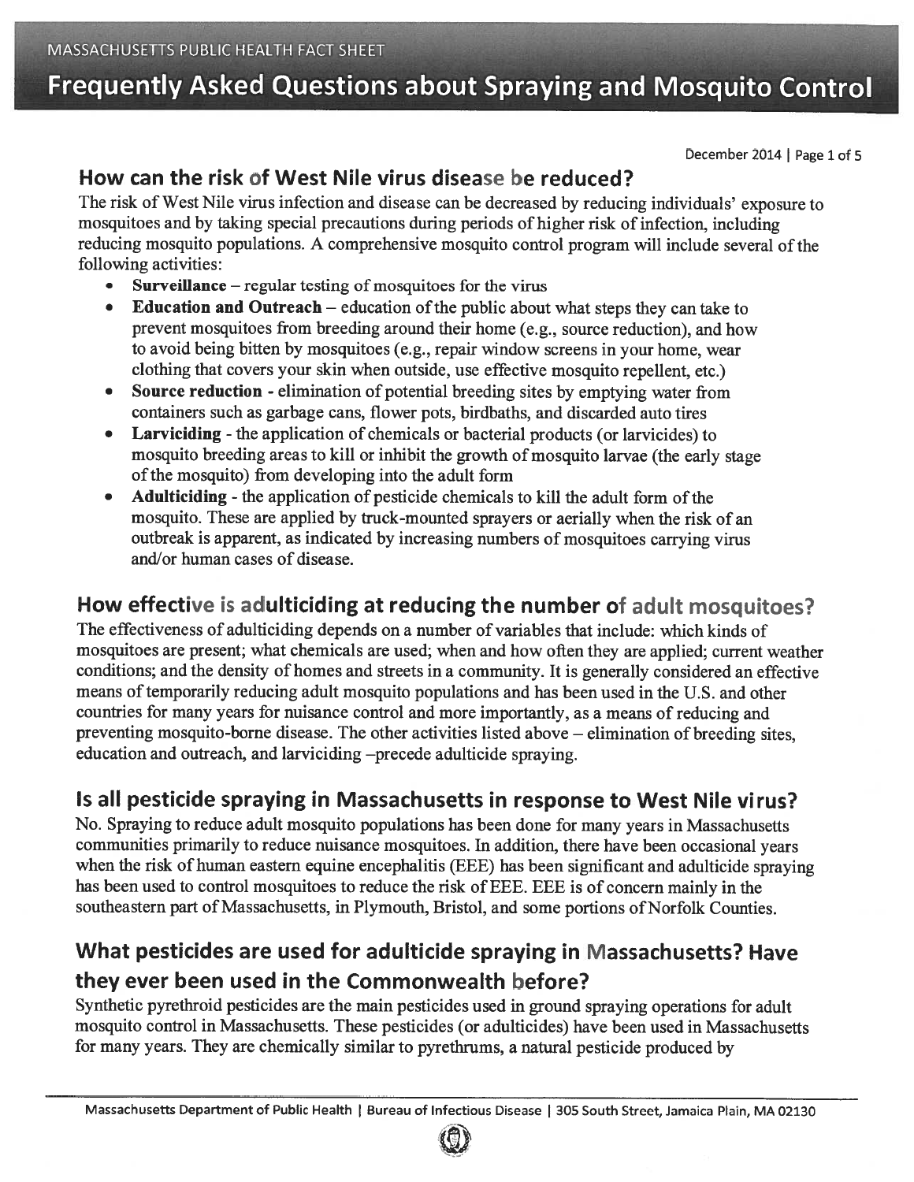MASSACHUSETTS PUBLIC HEALTH FACT SHEET

# Frequently Asked Questions about Spraying and Mosquito Control

December 2014

## How can the risk of West Nile virus disease be reduced?

The risk of West Nile virus infection and disease can be decreased by reducing individuals' exposure to mosquitoes and by taking special precautions during periods of higher risk of infection, including reducing mosquito populations. A comprehensive mosquito control program will include several of the following activities:

- **Surveillance** – regular testing of mosquitoes for the virus
- **Education and Outreach** – education of the public about what steps they can take to prevent mosquitoes from breeding around their home (e.g., source reduction), and how to avoid being bitten by mosquitoes (e.g., repair window screens in your home, wear clothing that covers your skin when outside, use effective mosquito repellent, etc.)
- **Source reduction** - elimination of potential breeding sites by emptying water from containers such as garbage cans, flower pots, birdbaths, and discarded auto tires
- **Larviciding** - the application of chemicals or bacterial products (or larvicides) to mosquito breeding areas to kill or inhibit the growth of mosquito larvae (the early stage of the mosquito) from developing into the adult form
- **Adulticiding** - the application of pesticide chemicals to kill the adult form of the mosquito. These are applied by truck-mounted sprayers or aerially when the risk of an outbreak is apparent, as indicated by increasing numbers of mosquitoes carrying virus and/or human cases of disease.

## How effective is adulticiding at reducing the number of adult mosquitoes?

The effectiveness of adulticiding depends on a number of variables that include: which kinds of mosquitoes are present; what chemicals are used; when and how often they are applied; current weather conditions; and the density of homes and streets in a community. It is generally considered an effective means of temporarily reducing adult mosquito populations and has been used in the U.S. and other countries for many years for nuisance control and more importantly, as a means of reducing and preventing mosquito-borne disease. The other activities listed above – elimination of breeding sites, education and outreach, and larviciding –precede adulticide spraying.

## Is all pesticide spraying in Massachusetts in response to West Nile virus?

No. Spraying to reduce adult mosquito populations has been done for many years in Massachusetts communities primarily to reduce nuisance mosquitoes. In addition, there have been occasional years when the risk of human eastern equine encephalitis (EEE) has been significant and adulticide spraying has been used to control mosquitoes to reduce the risk of EEE. EEE is of concern mainly in the southeastern part of Massachusetts, in Plymouth, Bristol, and some portions of Norfolk Counties.

## What pesticides are used for adulticide spraying in Massachusetts? Have they ever been used in the Commonwealth before?

Synthetic pyrethroid pesticides are the main pesticides used in ground spraying operations for adult mosquito control in Massachusetts. These pesticides (or adulticides) have been used in Massachusetts for many years. They are chemically similar to pyrethrums, a natural pesticide produced by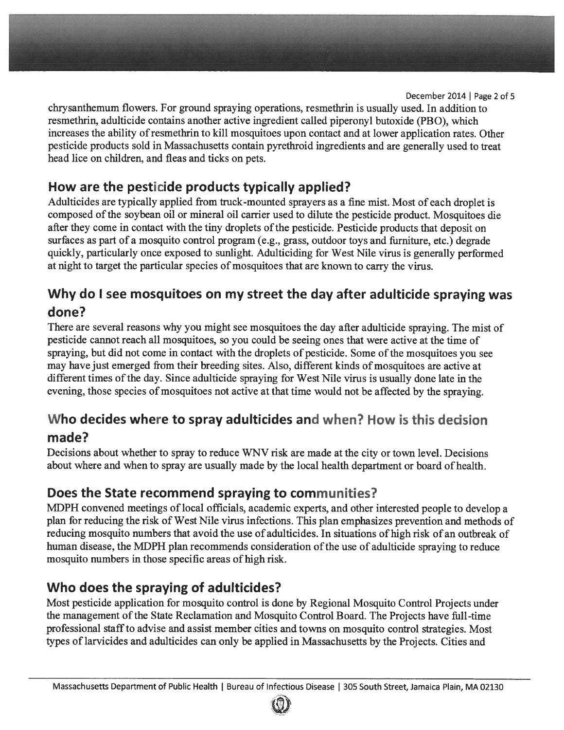chrysanthemum flowers. For ground spraying operations, resmethrin is usually used. In addition to resmethrin, adulticide contains another active ingredient called piperonyl butoxide (PBO), which increases the ability of resmethrin to kill mosquitoes upon contact and at lower application rates. Other pesticide products sold in Massachusetts contain pyrethroid ingredients and are generally used to treat head lice on children, and fleas and ticks on pets.

## How are the pesticide products typically applied?

Adulticides are typically applied from truck-mounted sprayers as a fine mist. Most of each droplet is composed of the soybean oil or mineral oil carrier used to dilute the pesticide product. Mosquitoes die after they come in contact with the tiny droplets of the pesticide. Pesticide products that deposit on surfaces as part of a mosquito control program (e.g., grass, outdoor toys and furniture, etc.) degrade quickly, particularly once exposed to sunlight. Adulticiding for West Nile virus is generally performed at night to target the particular species of mosquitoes that are known to carry the virus.

## Why do I see mosquitoes on my street the day after adulticide spraying was done?

There are several reasons why you might see mosquitoes the day after adulticide spraying. The mist of pesticide cannot reach all mosquitoes, so you could be seeing ones that were active at the time of spraying, but did not come in contact with the droplets of pesticide. Some of the mosquitoes you see may have just emerged from their breeding sites. Also, different kinds of mosquitoes are active at different times of the day. Since adulticide spraying for West Nile virus is usually done late in the evening, those species of mosquitoes not active at that time would not be affected by the spraying.

## Who decides where to spray adulticides and when? How is this decision made?

Decisions about whether to spray to reduce WNV risk are made at the city or town level. Decisions about where and when to spray are usually made by the local health department or board of health.

## Does the State recommend spraying to communities?

MDPH convened meetings of local officials, academic experts, and other interested people to develop a plan for reducing the risk of West Nile virus infections. This plan emphasizes prevention and methods of reducing mosquito numbers that avoid the use of adulticides. In situations of high risk of an outbreak of human disease, the MDPH plan recommends consideration of the use of adulticide spraying to reduce mosquito numbers in those specific areas of high risk.

## Who does the spraying of adulticides?

Most pesticide application for mosquito control is done by Regional Mosquito Control Projects under the management of the State Reclamation and Mosquito Control Board. The Projects have full-time professional staff to advise and assist member cities and towns on mosquito control strategies. Most types of larvicides and adulticides can only be applied in Massachusetts by the Projects. Cities and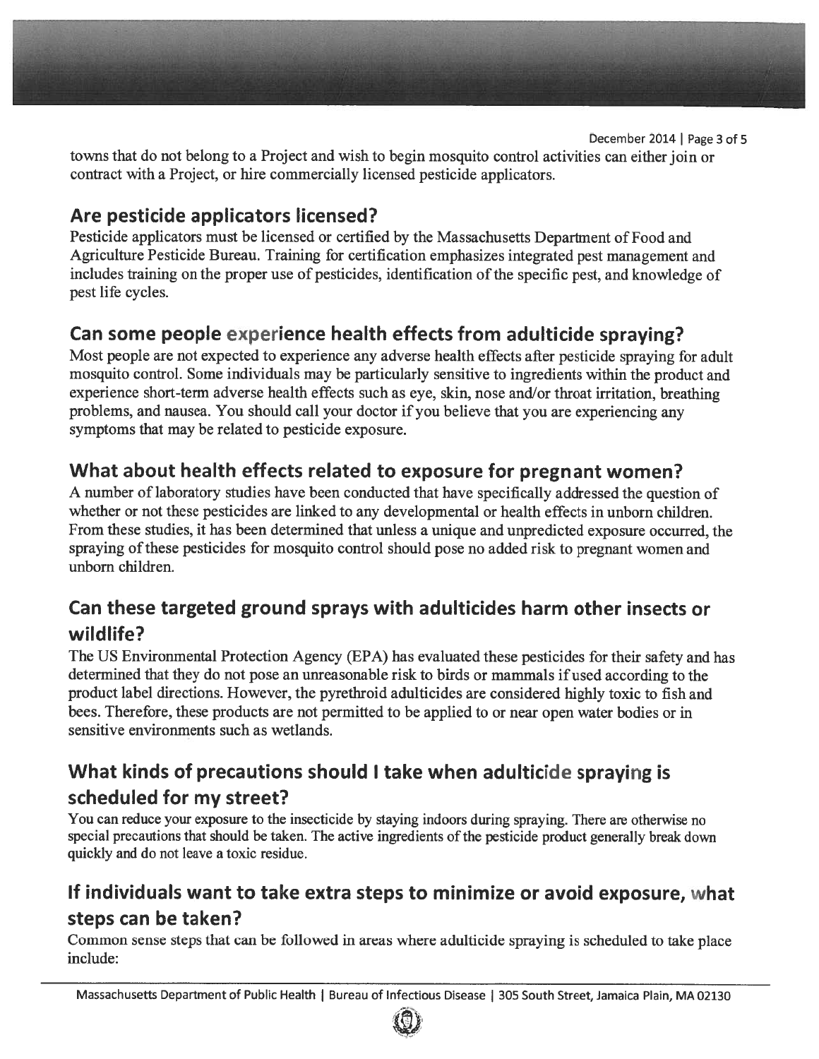towns that do not belong to a Project and wish to begin mosquito control activities can either join or contract with a Project, or hire commercially licensed pesticide applicators.

## Are pesticide applicators licensed?

Pesticide applicators must be licensed or certified by the Massachusetts Department of Food and Agriculture Pesticide Bureau. Training for certification emphasizes integrated pest management and includes training on the proper use of pesticides, identification of the specific pest, and knowledge of pest life cycles.

## Can some people experience health effects from adulticide spraying?

Most people are not expected to experience any adverse health effects after pesticide spraying for adult mosquito control. Some individuals may be particularly sensitive to ingredients within the product and experience short-term adverse health effects such as eye, skin, nose and/or throat irritation, breathing problems, and nausea. You should call your doctor if you believe that you are experiencing any symptoms that may be related to pesticide exposure.

## What about health effects related to exposure for pregnant women?

A number of laboratory studies have been conducted that have specifically addressed the question of whether or not these pesticides are linked to any developmental or health effects in unborn children. From these studies, it has been determined that unless a unique and unpredicted exposure occurred, the spraying of these pesticides for mosquito control should pose no added risk to pregnant women and unborn children.

## Can these targeted ground sprays with adulticides harm other insects or wildlife?

The US Environmental Protection Agency (EPA) has evaluated these pesticides for their safety and has determined that they do not pose an unreasonable risk to birds or mammals if used according to the product label directions. However, the pyrethroid adulticides are considered highly toxic to fish and bees. Therefore, these products are not permitted to be applied to or near open water bodies or in sensitive environments such as wetlands.

## What kinds of precautions should I take when adulticide spraying is scheduled for my street?

You can reduce your exposure to the insecticide by staying indoors during spraying. There are otherwise no special precautions that should be taken. The active ingredients of the pesticide product generally break down quickly and do not leave a toxic residue.

## If individuals want to take extra steps to minimize or avoid exposure, what steps can be taken?

Common sense steps that can be followed in areas where adulticide spraying is scheduled to take place include: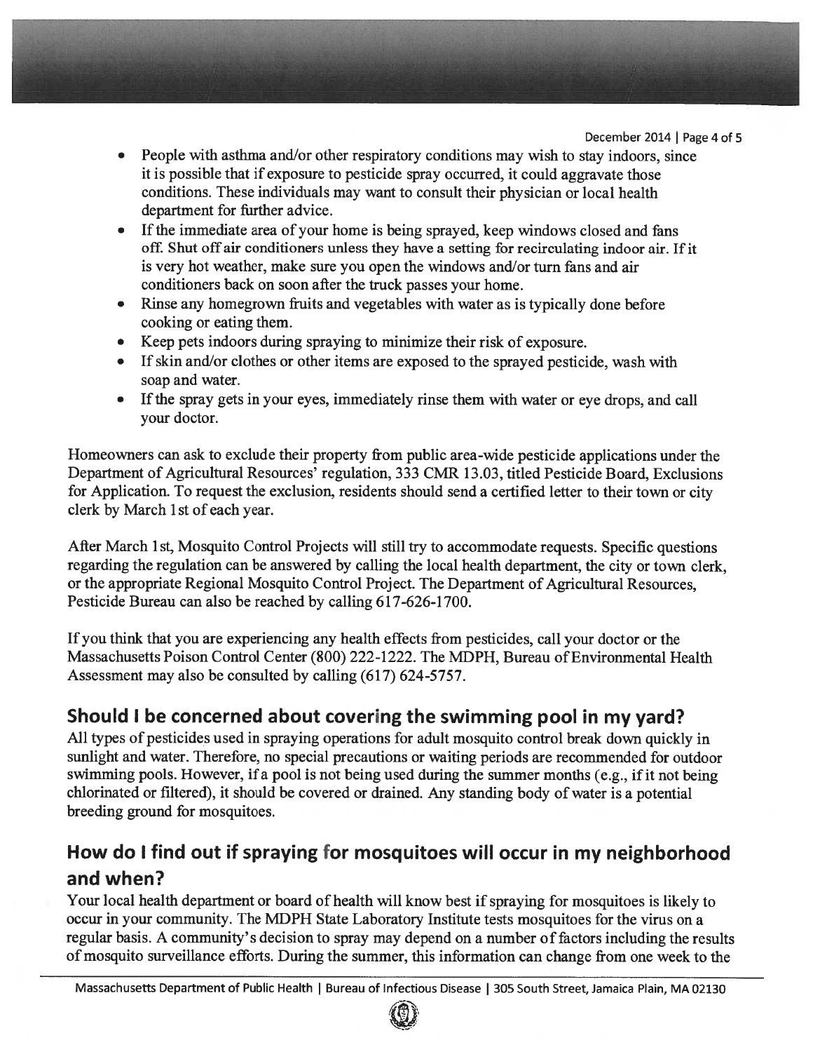- People with asthma and/or other respiratory conditions may wish to stay indoors, since it is possible that if exposure to pesticide spray occurred, it could aggravate those conditions. These individuals may want to consult their physician or local health department for further advice.
- If the immediate area of your home is being sprayed, keep windows closed and fans off. Shut off air conditioners unless they have a setting for recirculating indoor air. If it is very hot weather, make sure you open the windows and/or turn fans and air conditioners back on soon after the truck passes your home.
- Rinse any homegrown fruits and vegetables with water as is typically done before cooking or eating them.
- Keep pets indoors during spraying to minimize their risk of exposure.
- If skin and/or clothes or other items are exposed to the sprayed pesticide, wash with soap and water.
- If the spray gets in your eyes, immediately rinse them with water or eye drops, and call your doctor.

Homeowners can ask to exclude their property from public area-wide pesticide applications under the Department of Agricultural Resources' regulation, 333 CMR 13.03, titled Pesticide Board, Exclusions for Application. To request the exclusion, residents should send a certified letter to their town or city clerk by March 1st of each year.

After March 1st, Mosquito Control Projects will still try to accommodate requests. Specific questions regarding the regulation can be answered by calling the local health department, the city or town clerk, or the appropriate Regional Mosquito Control Project. The Department of Agricultural Resources, Pesticide Bureau can also be reached by calling 617-626-1700.

If you think that you are experiencing any health effects from pesticides, call your doctor or the Massachusetts Poison Control Center (800) 222-1222. The MDPH, Bureau of Environmental Health Assessment may also be consulted by calling (617) 624-5757.

## Should I be concerned about covering the swimming pool in my yard?

All types of pesticides used in spraying operations for adult mosquito control break down quickly in sunlight and water. Therefore, no special precautions or waiting periods are recommended for outdoor swimming pools. However, if a pool is not being used during the summer months (e.g., if it not being chlorinated or filtered), it should be covered or drained. Any standing body of water is a potential breeding ground for mosquitoes.

## How do I find out if spraying for mosquitoes will occur in my neighborhood and when?

Your local health department or board of health will know best if spraying for mosquitoes is likely to occur in your community. The MDPH State Laboratory Institute tests mosquitoes for the virus on a regular basis. A community's decision to spray may depend on a number of factors including the results of mosquito surveillance efforts. During the summer, this information can change from one week to the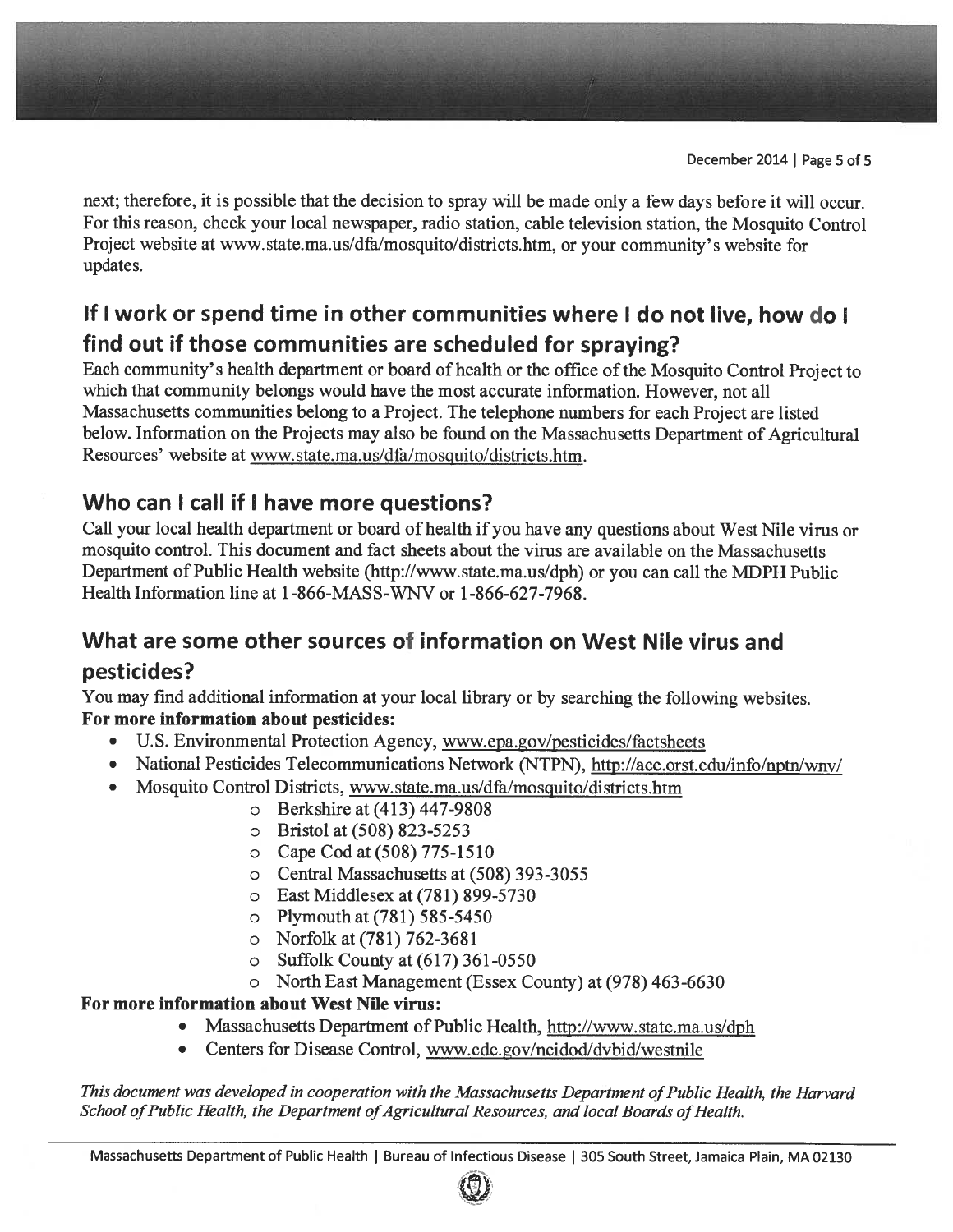next; therefore, it is possible that the decision to spray will be made only a few days before it will occur. For this reason, check your local newspaper, radio station, cable television station, the Mosquito Control Project website at www.state.ma.us/dfa/mosquito/districts.htm, or your community's website for updates.

## If I work or spend time in other communities where I do not live, how do I find out if those communities are scheduled for spraying?

Each community's health department or board of health or the office of the Mosquito Control Project to which that community belongs would have the most accurate information. However, not all Massachusetts communities belong to a Project. The telephone numbers for each Project are listed below. Information on the Projects may also be found on the Massachusetts Department of Agricultural Resources' website at www.state.ma.us/dfa/mosquito/districts.htm.

## Who can I call if I have more questions?

Call your local health department or board of health if you have any questions about West Nile virus or mosquito control. This document and fact sheets about the virus are available on the Massachusetts Department of Public Health website (http://www.state.ma.us/dph) or you can call the MDPH Public Health Information line at 1-866-MASS-WNV or 1-866-627-7968.

## What are some other sources of information on West Nile virus and pesticides?

You may find additional information at your local library or by searching the following websites.

**For more information about pesticides:**

- U.S. Environmental Protection Agency, www.epa.gov/pesticides/factsheets
- National Pesticides Telecommunications Network (NTPN), http://ace.orst.edu/info/nptn/wnv/
- Mosquito Control Districts, www.state.ma.us/dfa/mosquito/districts.htm
    - Berkshire at (413) 447-9808
    - Bristol at (508) 823-5253
    - Cape Cod at (508) 775-1510
    - Central Massachusetts at (508) 393-3055
    - East Middlesex at (781) 899-5730
    - Plymouth at (781) 585-5450
    - Norfolk at (781) 762-3681
    - Suffolk County at (617) 361-0550
    - North East Management (Essex County) at (978) 463-6630

**For more information about West Nile virus:**

- Massachusetts Department of Public Health, http://www.state.ma.us/dph
- Centers for Disease Control, www.cdc.gov/ncidod/dvbid/westnile

*This document was developed in cooperation with the Massachusetts Department of Public Health, the Harvard School of Public Health, the Department of Agricultural Resources, and local Boards of Health.*